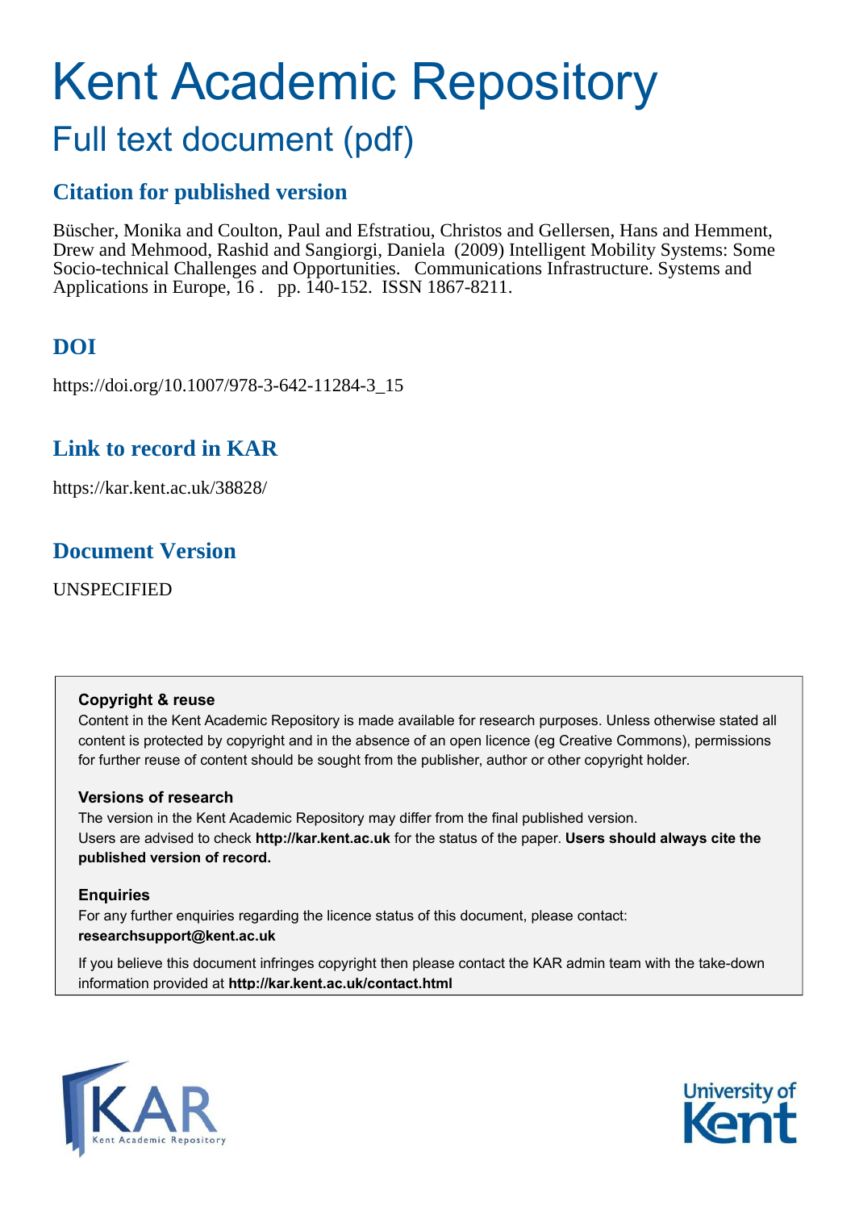# Kent Academic Repository

## Full text document (pdf)

### Citation for published version

Büscher, Monika and Coulton, Paul and Efstratiou, Christos and Gellersen, Hans and Hemment, Drew and Mehmood, Rashid and Sangiorgi, Daniela (2009) Intelligent Mobility Systems: Some Socio-technical Challenges and Opportunities. Communications Infrastructure. Systems and Applications in Europe, 16 . pp. 140-152. ISSN 1867-8211.

### DOI

https://doi.org/10.1007/978-3-642-11284-3_15

### Link to record in KAR

https://kar.kent.ac.uk/38828/

### Document Version

UNSPECIFIED

**Copyright & reuse**

Content in the Kent Academic Repository is made available for research purposes. Unless otherwise stated all content is protected by copyright and in the absence of an open licence (eg Creative Commons), permissions for further reuse of content should be sought from the publisher, author or other copyright holder.

**Versions of research**

The version in the Kent Academic Repository may differ from the final published version. Users are advised to check **http://kar.kent.ac.uk** for the status of the paper. **Users should always cite the published version of record.**

**Enquiries**

For any further enquiries regarding the licence status of this document, please contact: **researchsupport@kent.ac.uk**

If you believe this document infringes copyright then please contact the KAR admin team with the take-down information provided at **http://kar.kent.ac.uk/contact.html**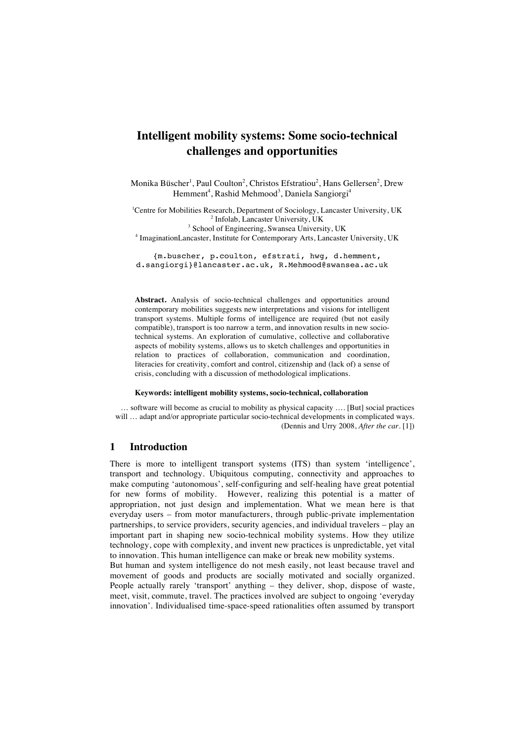# Intelligent mobility systems: Some socio-technical challenges and opportunities

Monika Büscher[1], Paul Coulton[2], Christos Efstratiou[2], Hans Gellersen[2], Drew Hemment[4], Rashid Mehmood[3], Daniela Sangiorgi[4]

[1]Centre for Mobilities Research, Department of Sociology, Lancaster University, UK
[2] Infolab, Lancaster University, UK
[3] School of Engineering, Swansea University, UK
[4] ImaginationLancaster, Institute for Contemporary Arts, Lancaster University, UK

{m.buscher, p.coulton, efstrati, hwg, d.hemment, d.sangiorgi}@lancaster.ac.uk, R.Mehmood@swansea.ac.uk

**Abstract.** Analysis of socio-technical challenges and opportunities around contemporary mobilities suggests new interpretations and visions for intelligent transport systems. Multiple forms of intelligence are required (but not easily compatible), transport is too narrow a term, and innovation results in new socio-technical systems. An exploration of cumulative, collective and collaborative aspects of mobility systems, allows us to sketch challenges and opportunities in relation to practices of collaboration, communication and coordination, literacies for creativity, comfort and control, citizenship and (lack of) a sense of crisis, concluding with a discussion of methodological implications.

**Keywords: intelligent mobility systems, socio-technical, collaboration**

… software will become as crucial to mobility as physical capacity …. [But] social practices will … adapt and/or appropriate particular socio-technical developments in complicated ways.
(Dennis and Urry 2008, *After the car*. [1])

## 1 Introduction

There is more to intelligent transport systems (ITS) than system 'intelligence', transport and technology. Ubiquitous computing, connectivity and approaches to make computing 'autonomous', self-configuring and self-healing have great potential for new forms of mobility. However, realizing this potential is a matter of appropriation, not just design and implementation. What we mean here is that everyday users – from motor manufacturers, through public-private implementation partnerships, to service providers, security agencies, and individual travelers – play an important part in shaping new socio-technical mobility systems. How they utilize technology, cope with complexity, and invent new practices is unpredictable, yet vital to innovation. This human intelligence can make or break new mobility systems.

But human and system intelligence do not mesh easily, not least because travel and movement of goods and products are socially motivated and socially organized. People actually rarely 'transport' anything – they deliver, shop, dispose of waste, meet, visit, commute, travel. The practices involved are subject to ongoing 'everyday innovation'. Individualised time-space-speed rationalities often assumed by transport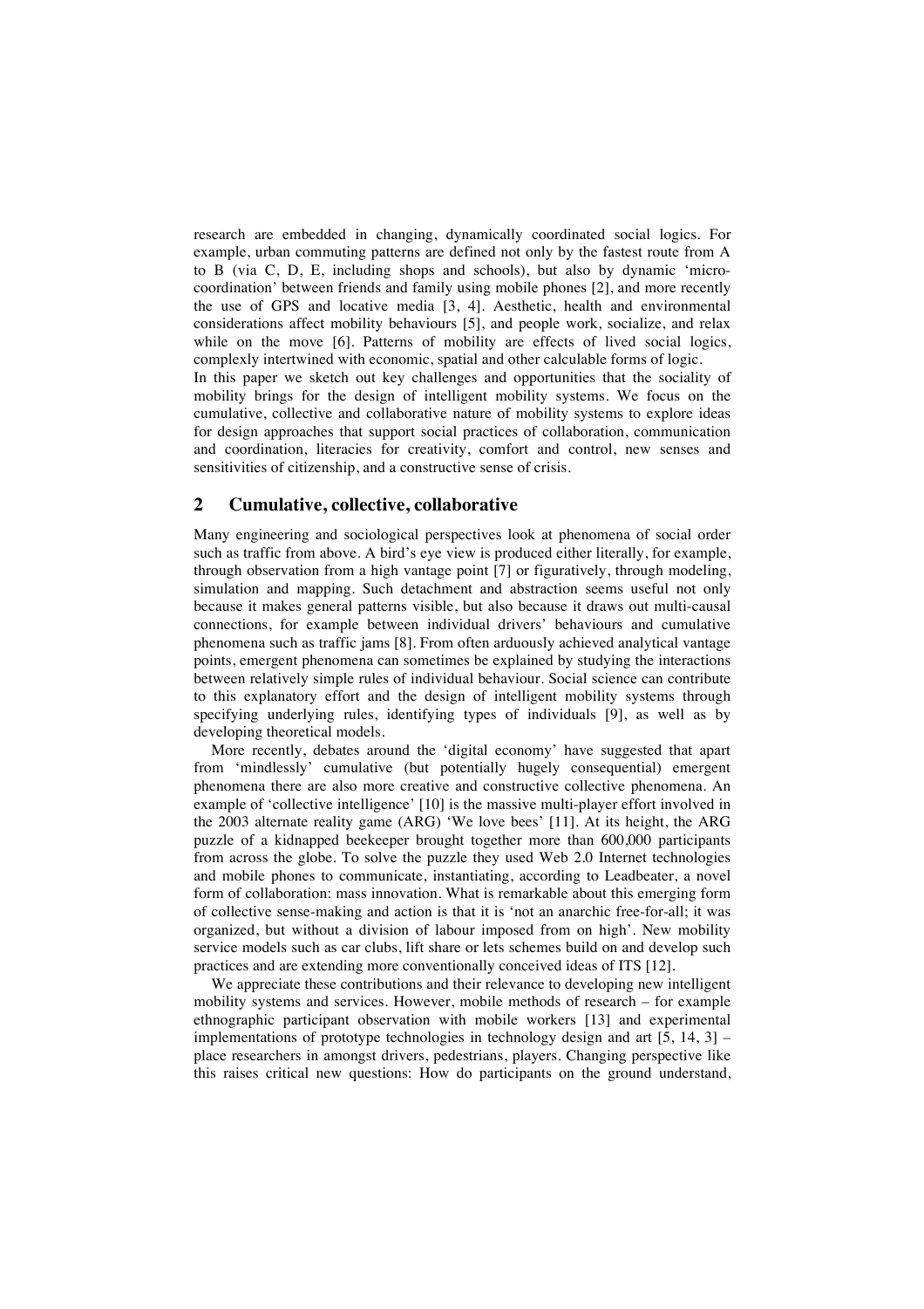research are embedded in changing, dynamically coordinated social logics. For example, urban commuting patterns are defined not only by the fastest route from A to B (via C, D, E, including shops and schools), but also by dynamic 'micro-coordination' between friends and family using mobile phones [2], and more recently the use of GPS and locative media [3, 4]. Aesthetic, health and environmental considerations affect mobility behaviours [5], and people work, socialize, and relax while on the move [6]. Patterns of mobility are effects of lived social logics, complexly intertwined with economic, spatial and other calculable forms of logic.

In this paper we sketch out key challenges and opportunities that the sociality of mobility brings for the design of intelligent mobility systems. We focus on the cumulative, collective and collaborative nature of mobility systems to explore ideas for design approaches that support social practices of collaboration, communication and coordination, literacies for creativity, comfort and control, new senses and sensitivities of citizenship, and a constructive sense of crisis.

## 2 Cumulative, collective, collaborative

Many engineering and sociological perspectives look at phenomena of social order such as traffic from above. A bird's eye view is produced either literally, for example, through observation from a high vantage point [7] or figuratively, through modeling, simulation and mapping. Such detachment and abstraction seems useful not only because it makes general patterns visible, but also because it draws out multi-causal connections, for example between individual drivers' behaviours and cumulative phenomena such as traffic jams [8]. From often arduously achieved analytical vantage points, emergent phenomena can sometimes be explained by studying the interactions between relatively simple rules of individual behaviour. Social science can contribute to this explanatory effort and the design of intelligent mobility systems through specifying underlying rules, identifying types of individuals [9], as well as by developing theoretical models.

More recently, debates around the 'digital economy' have suggested that apart from 'mindlessly' cumulative (but potentially hugely consequential) emergent phenomena there are also more creative and constructive collective phenomena. An example of 'collective intelligence' [10] is the massive multi-player effort involved in the 2003 alternate reality game (ARG) 'We love bees' [11]. At its height, the ARG puzzle of a kidnapped beekeeper brought together more than 600,000 participants from across the globe. To solve the puzzle they used Web 2.0 Internet technologies and mobile phones to communicate, instantiating, according to Leadbeater, a novel form of collaboration: mass innovation. What is remarkable about this emerging form of collective sense-making and action is that it is 'not an anarchic free-for-all; it was organized, but without a division of labour imposed from on high'. New mobility service models such as car clubs, lift share or lets schemes build on and develop such practices and are extending more conventionally conceived ideas of ITS [12].

We appreciate these contributions and their relevance to developing new intelligent mobility systems and services. However, mobile methods of research – for example ethnographic participant observation with mobile workers [13] and experimental implementations of prototype technologies in technology design and art [5, 14, 3] – place researchers in amongst drivers, pedestrians, players. Changing perspective like this raises critical new questions: How do participants on the ground understand,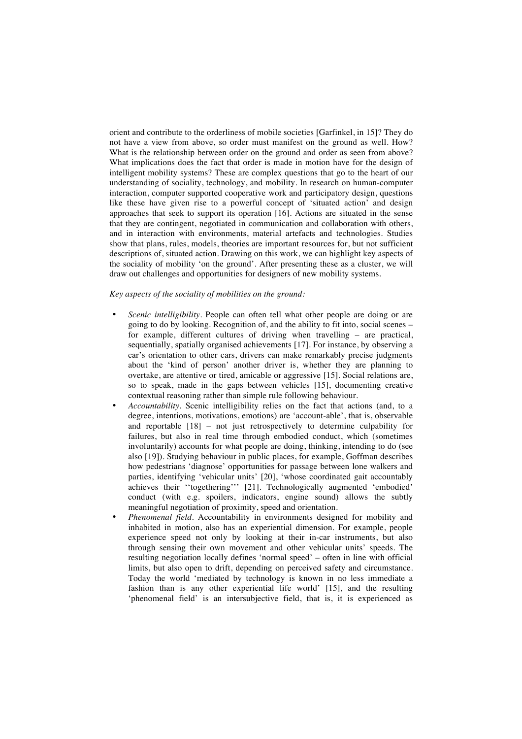orient and contribute to the orderliness of mobile societies [Garfinkel, in 15]? They do not have a view from above, so order must manifest on the ground as well. How? What is the relationship between order on the ground and order as seen from above? What implications does the fact that order is made in motion have for the design of intelligent mobility systems? These are complex questions that go to the heart of our understanding of sociality, technology, and mobility. In research on human-computer interaction, computer supported cooperative work and participatory design, questions like these have given rise to a powerful concept of 'situated action' and design approaches that seek to support its operation [16]. Actions are situated in the sense that they are contingent, negotiated in communication and collaboration with others, and in interaction with environments, material artefacts and technologies. Studies show that plans, rules, models, theories are important resources for, but not sufficient descriptions of, situated action. Drawing on this work, we can highlight key aspects of the sociality of mobility 'on the ground'. After presenting these as a cluster, we will draw out challenges and opportunities for designers of new mobility systems.

*Key aspects of the sociality of mobilities on the ground:*

- *Scenic intelligibility*. People can often tell what other people are doing or are going to do by looking. Recognition of, and the ability to fit into, social scenes – for example, different cultures of driving when travelling – are practical, sequentially, spatially organised achievements [17]. For instance, by observing a car's orientation to other cars, drivers can make remarkably precise judgments about the 'kind of person' another driver is, whether they are planning to overtake, are attentive or tired, amicable or aggressive [15]. Social relations are, so to speak, made in the gaps between vehicles [15], documenting creative contextual reasoning rather than simple rule following behaviour.
- *Accountability*. Scenic intelligibility relies on the fact that actions (and, to a degree, intentions, motivations, emotions) are 'account-able', that is, observable and reportable [18] – not just retrospectively to determine culpability for failures, but also in real time through embodied conduct, which (sometimes involuntarily) accounts for what people are doing, thinking, intending to do (see also [19]). Studying behaviour in public places, for example, Goffman describes how pedestrians 'diagnose' opportunities for passage between lone walkers and parties, identifying 'vehicular units' [20], 'whose coordinated gait accountably achieves their ''togethering''' [21]. Technologically augmented 'embodied' conduct (with e.g. spoilers, indicators, engine sound) allows the subtly meaningful negotiation of proximity, speed and orientation.
- *Phenomenal field*. Accountability in environments designed for mobility and inhabited in motion, also has an experiential dimension. For example, people experience speed not only by looking at their in-car instruments, but also through sensing their own movement and other vehicular units' speeds. The resulting negotiation locally defines 'normal speed' – often in line with official limits, but also open to drift, depending on perceived safety and circumstance. Today the world 'mediated by technology is known in no less immediate a fashion than is any other experiential life world' [15], and the resulting 'phenomenal field' is an intersubjective field, that is, it is experienced as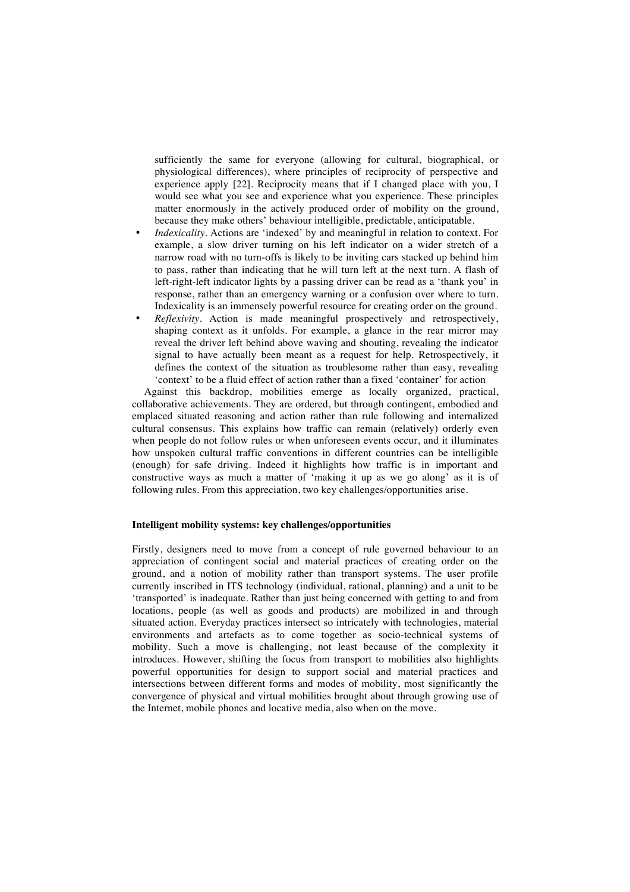sufficiently the same for everyone (allowing for cultural, biographical, or physiological differences), where principles of reciprocity of perspective and experience apply [22]. Reciprocity means that if I changed place with you, I would see what you see and experience what you experience. These principles matter enormously in the actively produced order of mobility on the ground, because they make others' behaviour intelligible, predictable, anticipatable.

- *Indexicality*. Actions are 'indexed' by and meaningful in relation to context. For example, a slow driver turning on his left indicator on a wider stretch of a narrow road with no turn-offs is likely to be inviting cars stacked up behind him to pass, rather than indicating that he will turn left at the next turn. A flash of left-right-left indicator lights by a passing driver can be read as a 'thank you' in response, rather than an emergency warning or a confusion over where to turn. Indexicality is an immensely powerful resource for creating order on the ground.
- *Reflexivity*. Action is made meaningful prospectively and retrospectively, shaping context as it unfolds. For example, a glance in the rear mirror may reveal the driver left behind above waving and shouting, revealing the indicator signal to have actually been meant as a request for help. Retrospectively, it defines the context of the situation as troublesome rather than easy, revealing 'context' to be a fluid effect of action rather than a fixed 'container' for action

Against this backdrop, mobilities emerge as locally organized, practical, collaborative achievements. They are ordered, but through contingent, embodied and emplaced situated reasoning and action rather than rule following and internalized cultural consensus. This explains how traffic can remain (relatively) orderly even when people do not follow rules or when unforeseen events occur, and it illuminates how unspoken cultural traffic conventions in different countries can be intelligible (enough) for safe driving. Indeed it highlights how traffic is in important and constructive ways as much a matter of 'making it up as we go along' as it is of following rules. From this appreciation, two key challenges/opportunities arise.

### Intelligent mobility systems: key challenges/opportunities

Firstly, designers need to move from a concept of rule governed behaviour to an appreciation of contingent social and material practices of creating order on the ground, and a notion of mobility rather than transport systems. The user profile currently inscribed in ITS technology (individual, rational, planning) and a unit to be 'transported' is inadequate. Rather than just being concerned with getting to and from locations, people (as well as goods and products) are mobilized in and through situated action. Everyday practices intersect so intricately with technologies, material environments and artefacts as to come together as socio-technical systems of mobility. Such a move is challenging, not least because of the complexity it introduces. However, shifting the focus from transport to mobilities also highlights powerful opportunities for design to support social and material practices and intersections between different forms and modes of mobility, most significantly the convergence of physical and virtual mobilities brought about through growing use of the Internet, mobile phones and locative media, also when on the move.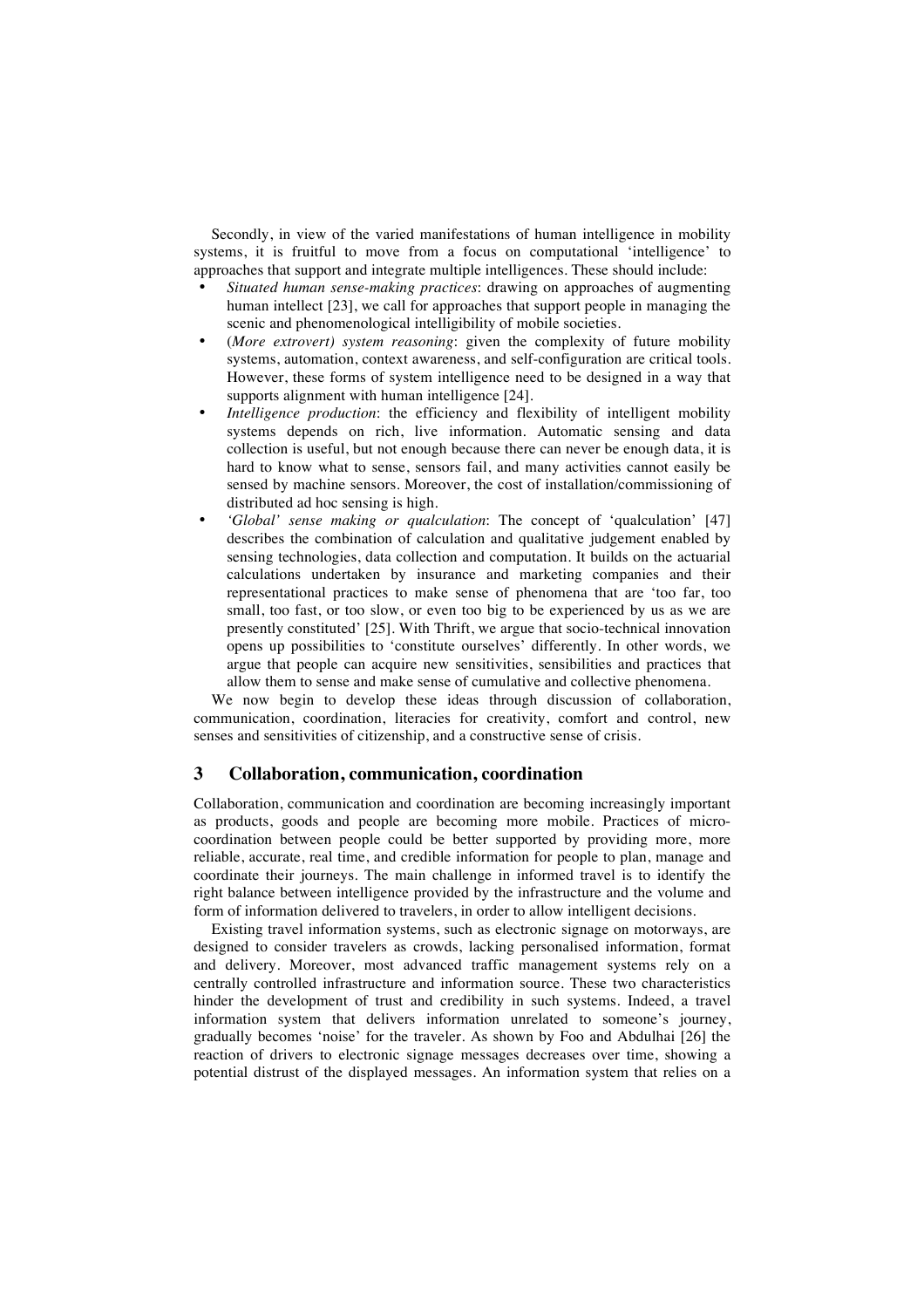Secondly, in view of the varied manifestations of human intelligence in mobility systems, it is fruitful to move from a focus on computational 'intelligence' to approaches that support and integrate multiple intelligences. These should include:

- *Situated human sense-making practices*: drawing on approaches of augmenting human intellect [23], we call for approaches that support people in managing the scenic and phenomenological intelligibility of mobile societies.
- (*More extrovert) system reasoning*: given the complexity of future mobility systems, automation, context awareness, and self-configuration are critical tools. However, these forms of system intelligence need to be designed in a way that supports alignment with human intelligence [24].
- *Intelligence production*: the efficiency and flexibility of intelligent mobility systems depends on rich, live information. Automatic sensing and data collection is useful, but not enough because there can never be enough data, it is hard to know what to sense, sensors fail, and many activities cannot easily be sensed by machine sensors. Moreover, the cost of installation/commissioning of distributed ad hoc sensing is high.
- *'Global' sense making or qualculation*: The concept of 'qualculation' [47] describes the combination of calculation and qualitative judgement enabled by sensing technologies, data collection and computation. It builds on the actuarial calculations undertaken by insurance and marketing companies and their representational practices to make sense of phenomena that are 'too far, too small, too fast, or too slow, or even too big to be experienced by us as we are presently constituted' [25]. With Thrift, we argue that socio-technical innovation opens up possibilities to 'constitute ourselves' differently. In other words, we argue that people can acquire new sensitivities, sensibilities and practices that allow them to sense and make sense of cumulative and collective phenomena.

We now begin to develop these ideas through discussion of collaboration, communication, coordination, literacies for creativity, comfort and control, new senses and sensitivities of citizenship, and a constructive sense of crisis.

## 3 Collaboration, communication, coordination

Collaboration, communication and coordination are becoming increasingly important as products, goods and people are becoming more mobile. Practices of micro-coordination between people could be better supported by providing more, more reliable, accurate, real time, and credible information for people to plan, manage and coordinate their journeys. The main challenge in informed travel is to identify the right balance between intelligence provided by the infrastructure and the volume and form of information delivered to travelers, in order to allow intelligent decisions.

Existing travel information systems, such as electronic signage on motorways, are designed to consider travelers as crowds, lacking personalised information, format and delivery. Moreover, most advanced traffic management systems rely on a centrally controlled infrastructure and information source. These two characteristics hinder the development of trust and credibility in such systems. Indeed, a travel information system that delivers information unrelated to someone's journey, gradually becomes 'noise' for the traveler. As shown by Foo and Abdulhai [26] the reaction of drivers to electronic signage messages decreases over time, showing a potential distrust of the displayed messages. An information system that relies on a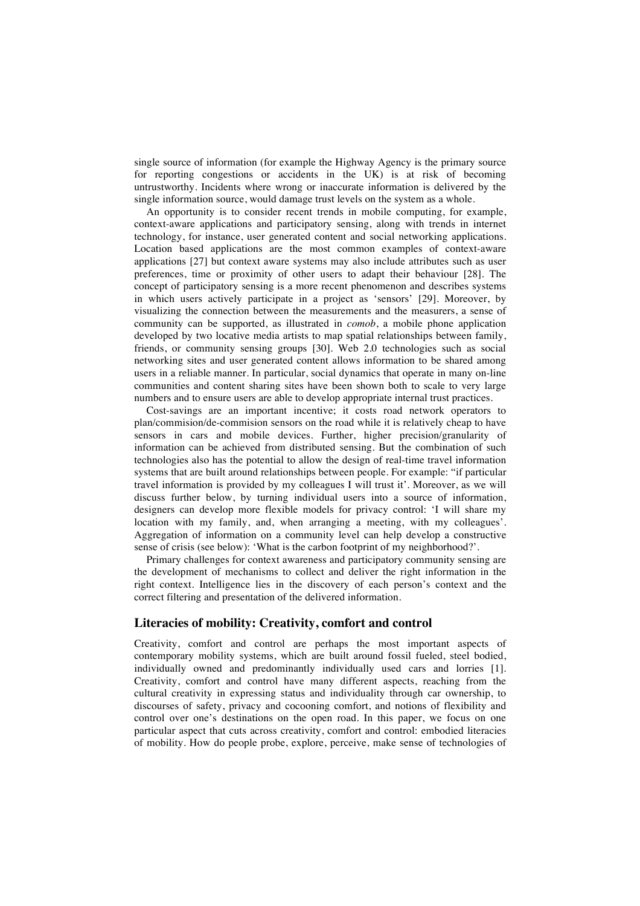single source of information (for example the Highway Agency is the primary source for reporting congestions or accidents in the UK) is at risk of becoming untrustworthy. Incidents where wrong or inaccurate information is delivered by the single information source, would damage trust levels on the system as a whole.

An opportunity is to consider recent trends in mobile computing, for example, context-aware applications and participatory sensing, along with trends in internet technology, for instance, user generated content and social networking applications. Location based applications are the most common examples of context-aware applications [27] but context aware systems may also include attributes such as user preferences, time or proximity of other users to adapt their behaviour [28]. The concept of participatory sensing is a more recent phenomenon and describes systems in which users actively participate in a project as 'sensors' [29]. Moreover, by visualizing the connection between the measurements and the measurers, a sense of community can be supported, as illustrated in *comob*, a mobile phone application developed by two locative media artists to map spatial relationships between family, friends, or community sensing groups [30]. Web 2.0 technologies such as social networking sites and user generated content allows information to be shared among users in a reliable manner. In particular, social dynamics that operate in many on-line communities and content sharing sites have been shown both to scale to very large numbers and to ensure users are able to develop appropriate internal trust practices.

Cost-savings are an important incentive; it costs road network operators to plan/commision/de-commision sensors on the road while it is relatively cheap to have sensors in cars and mobile devices. Further, higher precision/granularity of information can be achieved from distributed sensing. But the combination of such technologies also has the potential to allow the design of real-time travel information systems that are built around relationships between people. For example: "if particular travel information is provided by my colleagues I will trust it'. Moreover, as we will discuss further below, by turning individual users into a source of information, designers can develop more flexible models for privacy control: 'I will share my location with my family, and, when arranging a meeting, with my colleagues'. Aggregation of information on a community level can help develop a constructive sense of crisis (see below): 'What is the carbon footprint of my neighborhood?'.

Primary challenges for context awareness and participatory community sensing are the development of mechanisms to collect and deliver the right information in the right context. Intelligence lies in the discovery of each person's context and the correct filtering and presentation of the delivered information.

## Literacies of mobility: Creativity, comfort and control

Creativity, comfort and control are perhaps the most important aspects of contemporary mobility systems, which are built around fossil fueled, steel bodied, individually owned and predominantly individually used cars and lorries [1]. Creativity, comfort and control have many different aspects, reaching from the cultural creativity in expressing status and individuality through car ownership, to discourses of safety, privacy and cocooning comfort, and notions of flexibility and control over one's destinations on the open road. In this paper, we focus on one particular aspect that cuts across creativity, comfort and control: embodied literacies of mobility. How do people probe, explore, perceive, make sense of technologies of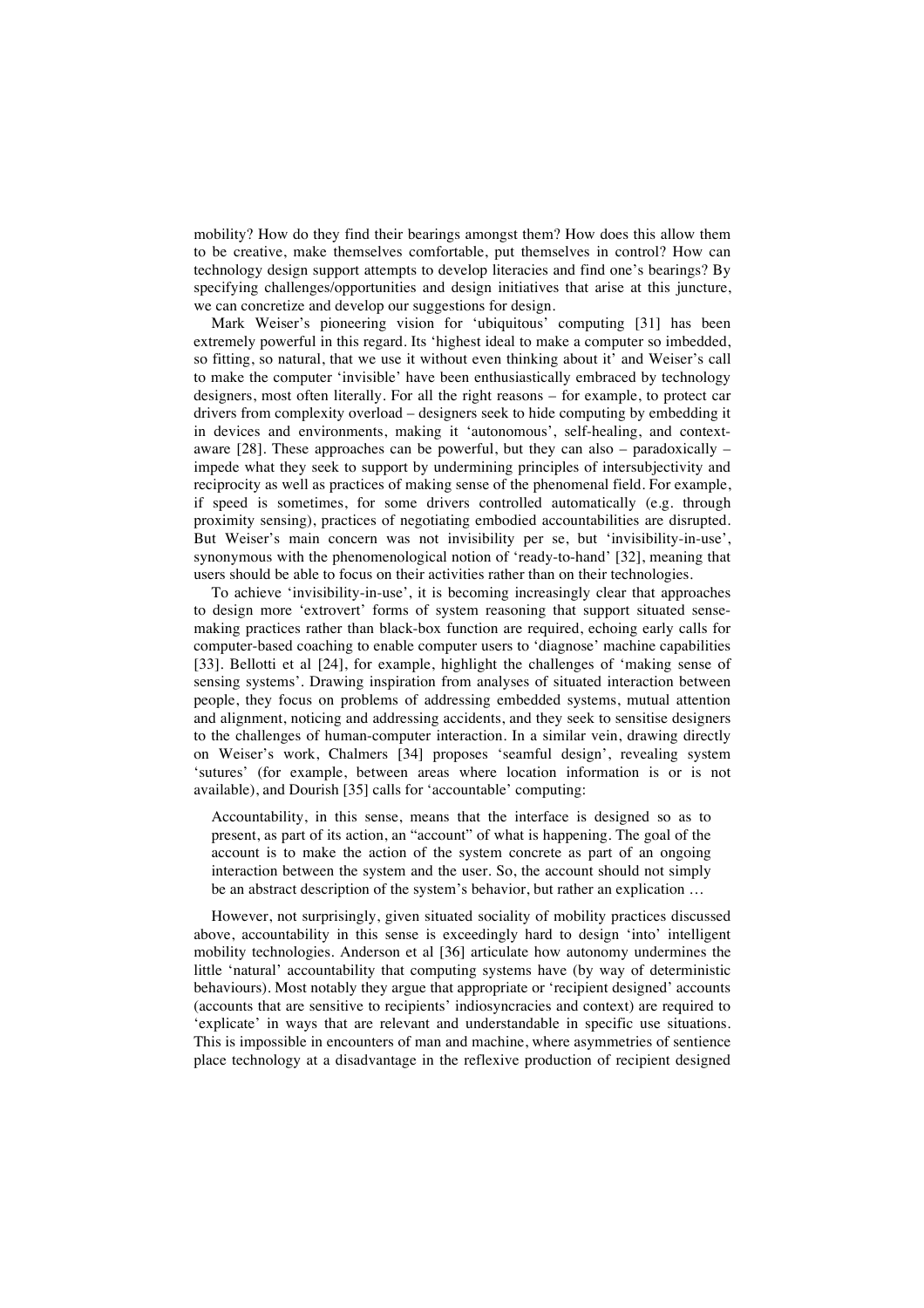mobility? How do they find their bearings amongst them? How does this allow them to be creative, make themselves comfortable, put themselves in control? How can technology design support attempts to develop literacies and find one's bearings? By specifying challenges/opportunities and design initiatives that arise at this juncture, we can concretize and develop our suggestions for design.

Mark Weiser's pioneering vision for 'ubiquitous' computing [31] has been extremely powerful in this regard. Its 'highest ideal to make a computer so imbedded, so fitting, so natural, that we use it without even thinking about it' and Weiser's call to make the computer 'invisible' have been enthusiastically embraced by technology designers, most often literally. For all the right reasons – for example, to protect car drivers from complexity overload – designers seek to hide computing by embedding it in devices and environments, making it 'autonomous', self-healing, and context-aware [28]. These approaches can be powerful, but they can also – paradoxically – impede what they seek to support by undermining principles of intersubjectivity and reciprocity as well as practices of making sense of the phenomenal field. For example, if speed is sometimes, for some drivers controlled automatically (e.g. through proximity sensing), practices of negotiating embodied accountabilities are disrupted. But Weiser's main concern was not invisibility per se, but 'invisibility-in-use', synonymous with the phenomenological notion of 'ready-to-hand' [32], meaning that users should be able to focus on their activities rather than on their technologies.

To achieve 'invisibility-in-use', it is becoming increasingly clear that approaches to design more 'extrovert' forms of system reasoning that support situated sense-making practices rather than black-box function are required, echoing early calls for computer-based coaching to enable computer users to 'diagnose' machine capabilities [33]. Bellotti et al [24], for example, highlight the challenges of 'making sense of sensing systems'. Drawing inspiration from analyses of situated interaction between people, they focus on problems of addressing embedded systems, mutual attention and alignment, noticing and addressing accidents, and they seek to sensitise designers to the challenges of human-computer interaction. In a similar vein, drawing directly on Weiser's work, Chalmers [34] proposes 'seamful design', revealing system 'sutures' (for example, between areas where location information is or is not available), and Dourish [35] calls for 'accountable' computing:

> Accountability, in this sense, means that the interface is designed so as to present, as part of its action, an "account" of what is happening. The goal of the account is to make the action of the system concrete as part of an ongoing interaction between the system and the user. So, the account should not simply be an abstract description of the system's behavior, but rather an explication …

However, not surprisingly, given situated sociality of mobility practices discussed above, accountability in this sense is exceedingly hard to design 'into' intelligent mobility technologies. Anderson et al [36] articulate how autonomy undermines the little 'natural' accountability that computing systems have (by way of deterministic behaviours). Most notably they argue that appropriate or 'recipient designed' accounts (accounts that are sensitive to recipients' indiosyncracies and context) are required to 'explicate' in ways that are relevant and understandable in specific use situations. This is impossible in encounters of man and machine, where asymmetries of sentience place technology at a disadvantage in the reflexive production of recipient designed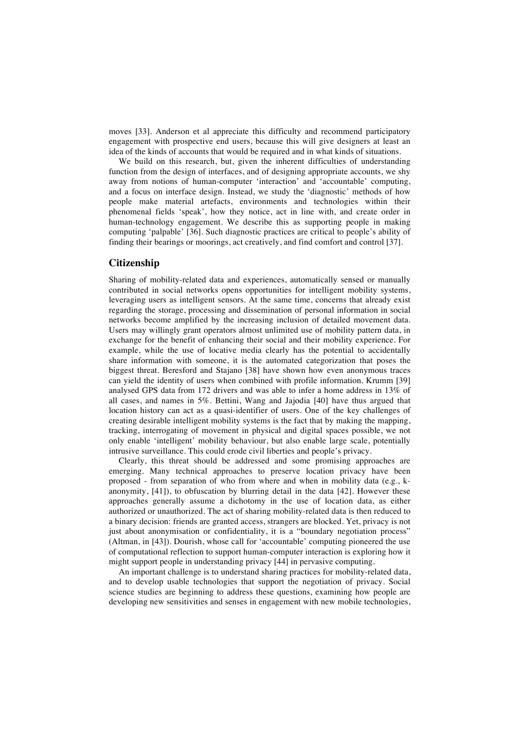moves [33]. Anderson et al appreciate this difficulty and recommend participatory engagement with prospective end users, because this will give designers at least an idea of the kinds of accounts that would be required and in what kinds of situations.

We build on this research, but, given the inherent difficulties of understanding function from the design of interfaces, and of designing appropriate accounts, we shy away from notions of human-computer 'interaction' and 'accountable' computing, and a focus on interface design. Instead, we study the 'diagnostic' methods of how people make material artefacts, environments and technologies within their phenomenal fields 'speak', how they notice, act in line with, and create order in human-technology engagement. We describe this as supporting people in making computing 'palpable' [36]. Such diagnostic practices are critical to people's ability of finding their bearings or moorings, act creatively, and find comfort and control [37].

## Citizenship

Sharing of mobility-related data and experiences, automatically sensed or manually contributed in social networks opens opportunities for intelligent mobility systems, leveraging users as intelligent sensors. At the same time, concerns that already exist regarding the storage, processing and dissemination of personal information in social networks become amplified by the increasing inclusion of detailed movement data. Users may willingly grant operators almost unlimited use of mobility pattern data, in exchange for the benefit of enhancing their social and their mobility experience. For example, while the use of locative media clearly has the potential to accidentally share information with someone, it is the automated categorization that poses the biggest threat. Beresford and Stajano [38] have shown how even anonymous traces can yield the identity of users when combined with profile information. Krumm [39] analysed GPS data from 172 drivers and was able to infer a home address in 13% of all cases, and names in 5%. Bettini, Wang and Jajodia [40] have thus argued that location history can act as a quasi-identifier of users. One of the key challenges of creating desirable intelligent mobility systems is the fact that by making the mapping, tracking, interrogating of movement in physical and digital spaces possible, we not only enable 'intelligent' mobility behaviour, but also enable large scale, potentially intrusive surveillance. This could erode civil liberties and people's privacy.

Clearly, this threat should be addressed and some promising approaches are emerging. Many technical approaches to preserve location privacy have been proposed - from separation of who from where and when in mobility data (e.g., k-anonymity, [41]), to obfuscation by blurring detail in the data [42]. However these approaches generally assume a dichotomy in the use of location data, as either authorized or unauthorized. The act of sharing mobility-related data is then reduced to a binary decision: friends are granted access, strangers are blocked. Yet, privacy is not just about anonymisation or confidentiality, it is a "boundary negotiation process" (Altman, in [43]). Dourish, whose call for 'accountable' computing pioneered the use of computational reflection to support human-computer interaction is exploring how it might support people in understanding privacy [44] in pervasive computing.

An important challenge is to understand sharing practices for mobility-related data, and to develop usable technologies that support the negotiation of privacy. Social science studies are beginning to address these questions, examining how people are developing new sensitivities and senses in engagement with new mobile technologies,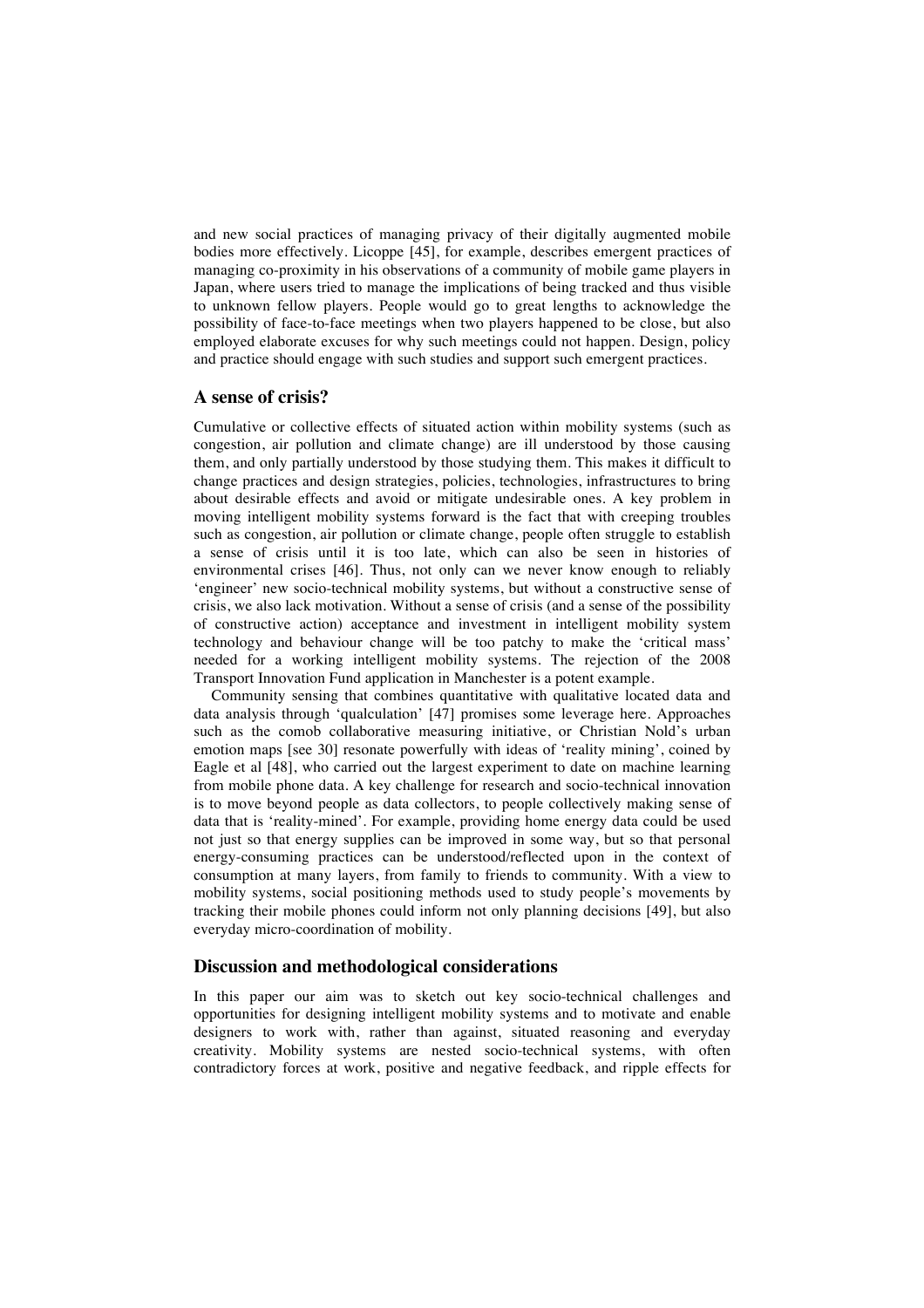and new social practices of managing privacy of their digitally augmented mobile bodies more effectively. Licoppe [45], for example, describes emergent practices of managing co-proximity in his observations of a community of mobile game players in Japan, where users tried to manage the implications of being tracked and thus visible to unknown fellow players. People would go to great lengths to acknowledge the possibility of face-to-face meetings when two players happened to be close, but also employed elaborate excuses for why such meetings could not happen. Design, policy and practice should engage with such studies and support such emergent practices.

## A sense of crisis?

Cumulative or collective effects of situated action within mobility systems (such as congestion, air pollution and climate change) are ill understood by those causing them, and only partially understood by those studying them. This makes it difficult to change practices and design strategies, policies, technologies, infrastructures to bring about desirable effects and avoid or mitigate undesirable ones. A key problem in moving intelligent mobility systems forward is the fact that with creeping troubles such as congestion, air pollution or climate change, people often struggle to establish a sense of crisis until it is too late, which can also be seen in histories of environmental crises [46]. Thus, not only can we never know enough to reliably 'engineer' new socio-technical mobility systems, but without a constructive sense of crisis, we also lack motivation. Without a sense of crisis (and a sense of the possibility of constructive action) acceptance and investment in intelligent mobility system technology and behaviour change will be too patchy to make the 'critical mass' needed for a working intelligent mobility systems. The rejection of the 2008 Transport Innovation Fund application in Manchester is a potent example.

Community sensing that combines quantitative with qualitative located data and data analysis through 'qualculation' [47] promises some leverage here. Approaches such as the comob collaborative measuring initiative, or Christian Nold's urban emotion maps [see 30] resonate powerfully with ideas of 'reality mining', coined by Eagle et al [48], who carried out the largest experiment to date on machine learning from mobile phone data. A key challenge for research and socio-technical innovation is to move beyond people as data collectors, to people collectively making sense of data that is 'reality-mined'. For example, providing home energy data could be used not just so that energy supplies can be improved in some way, but so that personal energy-consuming practices can be understood/reflected upon in the context of consumption at many layers, from family to friends to community. With a view to mobility systems, social positioning methods used to study people's movements by tracking their mobile phones could inform not only planning decisions [49], but also everyday micro-coordination of mobility.

## Discussion and methodological considerations

In this paper our aim was to sketch out key socio-technical challenges and opportunities for designing intelligent mobility systems and to motivate and enable designers to work with, rather than against, situated reasoning and everyday creativity. Mobility systems are nested socio-technical systems, with often contradictory forces at work, positive and negative feedback, and ripple effects for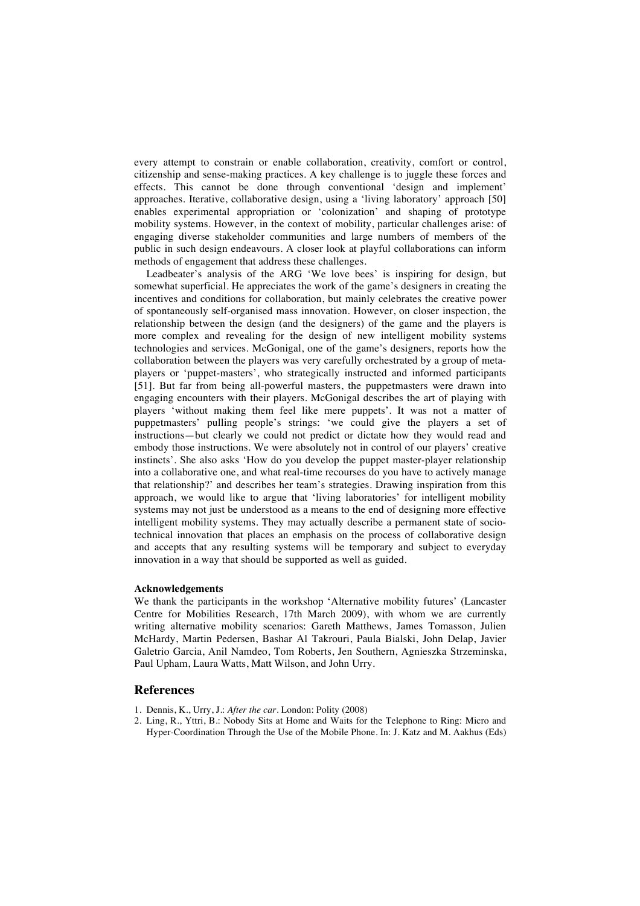every attempt to constrain or enable collaboration, creativity, comfort or control, citizenship and sense-making practices. A key challenge is to juggle these forces and effects. This cannot be done through conventional 'design and implement' approaches. Iterative, collaborative design, using a 'living laboratory' approach [50] enables experimental appropriation or 'colonization' and shaping of prototype mobility systems. However, in the context of mobility, particular challenges arise: of engaging diverse stakeholder communities and large numbers of members of the public in such design endeavours. A closer look at playful collaborations can inform methods of engagement that address these challenges.

Leadbeater's analysis of the ARG 'We love bees' is inspiring for design, but somewhat superficial. He appreciates the work of the game's designers in creating the incentives and conditions for collaboration, but mainly celebrates the creative power of spontaneously self-organised mass innovation. However, on closer inspection, the relationship between the design (and the designers) of the game and the players is more complex and revealing for the design of new intelligent mobility systems technologies and services. McGonigal, one of the game's designers, reports how the collaboration between the players was very carefully orchestrated by a group of meta-players or 'puppet-masters', who strategically instructed and informed participants [51]. But far from being all-powerful masters, the puppetmasters were drawn into engaging encounters with their players. McGonigal describes the art of playing with players 'without making them feel like mere puppets'. It was not a matter of puppetmasters' pulling people's strings: 'we could give the players a set of instructions—but clearly we could not predict or dictate how they would read and embody those instructions. We were absolutely not in control of our players' creative instincts'. She also asks 'How do you develop the puppet master-player relationship into a collaborative one, and what real-time recourses do you have to actively manage that relationship?' and describes her team's strategies. Drawing inspiration from this approach, we would like to argue that 'living laboratories' for intelligent mobility systems may not just be understood as a means to the end of designing more effective intelligent mobility systems. They may actually describe a permanent state of socio-technical innovation that places an emphasis on the process of collaborative design and accepts that any resulting systems will be temporary and subject to everyday innovation in a way that should be supported as well as guided.

**Acknowledgements**

We thank the participants in the workshop 'Alternative mobility futures' (Lancaster Centre for Mobilities Research, 17th March 2009), with whom we are currently writing alternative mobility scenarios: Gareth Matthews, James Tomasson, Julien McHardy, Martin Pedersen, Bashar Al Takrouri, Paula Bialski, John Delap, Javier Galetrio Garcia, Anil Namdeo, Tom Roberts, Jen Southern, Agnieszka Strzeminska, Paul Upham, Laura Watts, Matt Wilson, and John Urry.

## References

1. Dennis, K., Urry, J.: *After the car*. London: Polity (2008)
2. Ling, R., Yttri, B.: Nobody Sits at Home and Waits for the Telephone to Ring: Micro and Hyper-Coordination Through the Use of the Mobile Phone. In: J. Katz and M. Aakhus (Eds)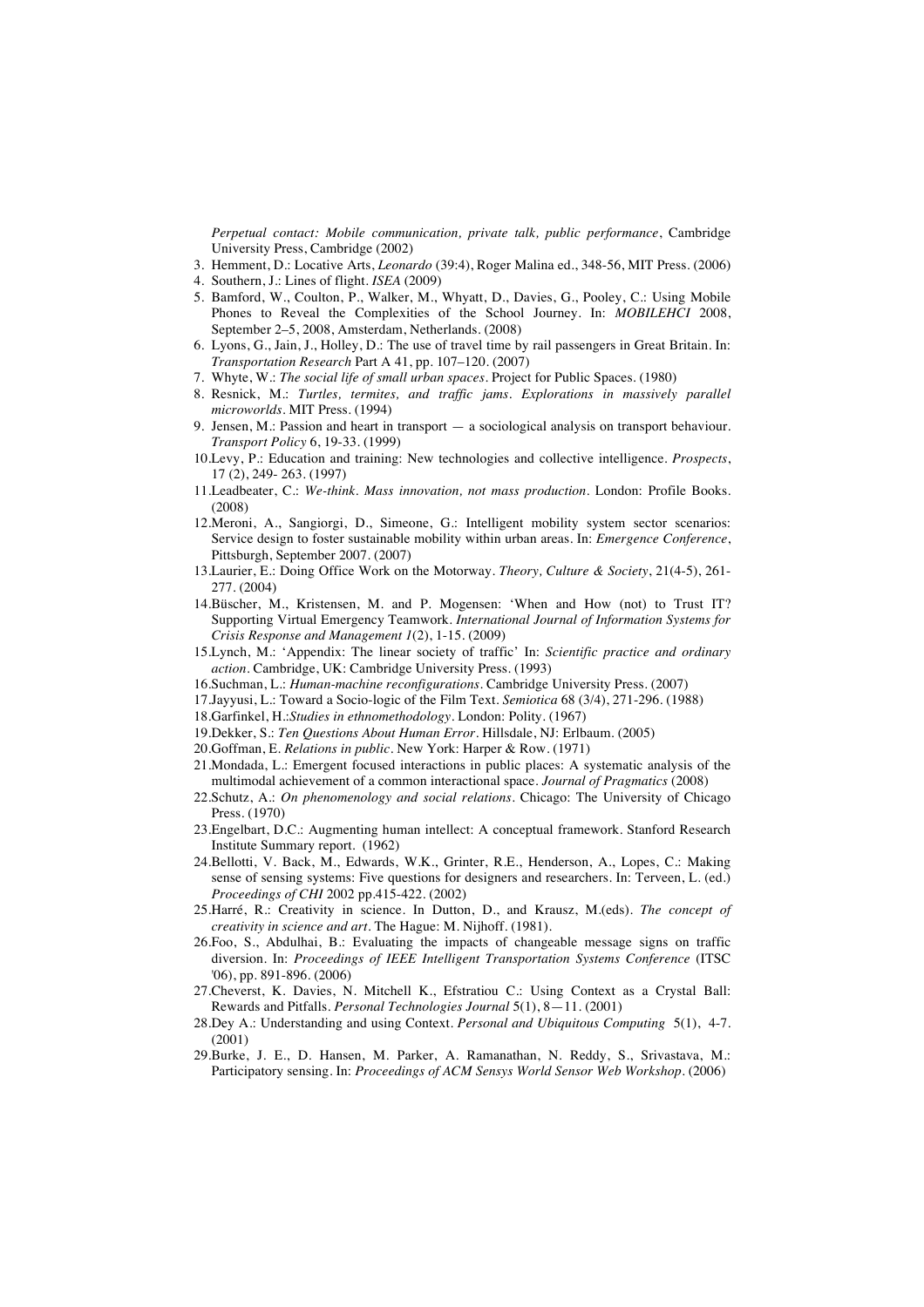*Perpetual contact: Mobile communication, private talk, public performance*, Cambridge University Press, Cambridge (2002)

3. Hemment, D.: Locative Arts, *Leonardo* (39:4), Roger Malina ed., 348-56, MIT Press. (2006)
4. Southern, J.: Lines of flight. *ISEA* (2009)
5. Bamford, W., Coulton, P., Walker, M., Whyatt, D., Davies, G., Pooley, C.: Using Mobile Phones to Reveal the Complexities of the School Journey. In: *MOBILEHCI* 2008, September 2–5, 2008, Amsterdam, Netherlands. (2008)
6. Lyons, G., Jain, J., Holley, D.: The use of travel time by rail passengers in Great Britain. In: *Transportation Research* Part A 41, pp. 107–120. (2007)
7. Whyte, W.: *The social life of small urban spaces*. Project for Public Spaces. (1980)
8. Resnick, M.: *Turtles, termites, and traffic jams. Explorations in massively parallel microworlds*. MIT Press. (1994)
9. Jensen, M.: Passion and heart in transport — a sociological analysis on transport behaviour. *Transport Policy* 6, 19-33. (1999)
10. Levy, P.: Education and training: New technologies and collective intelligence. *Prospects*, 17 (2), 249- 263. (1997)
11. Leadbeater, C.: *We-think. Mass innovation, not mass production*. London: Profile Books. (2008)
12. Meroni, A., Sangiorgi, D., Simeone, G.: Intelligent mobility system sector scenarios: Service design to foster sustainable mobility within urban areas. In: *Emergence Conference*, Pittsburgh, September 2007. (2007)
13. Laurier, E.: Doing Office Work on the Motorway. *Theory, Culture & Society*, 21(4-5), 261-277. (2004)
14. Büscher, M., Kristensen, M. and P. Mogensen: 'When and How (not) to Trust IT? Supporting Virtual Emergency Teamwork. *International Journal of Information Systems for Crisis Response and Management 1*(2), 1-15. (2009)
15. Lynch, M.: 'Appendix: The linear society of traffic' In: *Scientific practice and ordinary action*. Cambridge, UK: Cambridge University Press. (1993)
16. Suchman, L.: *Human-machine reconfigurations*. Cambridge University Press. (2007)
17. Jayyusi, L.: Toward a Socio-logic of the Film Text. *Semiotica* 68 (3/4), 271-296. (1988)
18. Garfinkel, H.:*Studies in ethnomethodology*. London: Polity. (1967)
19. Dekker, S.: *Ten Questions About Human Error*. Hillsdale, NJ: Erlbaum. (2005)
20. Goffman, E. *Relations in public*. New York: Harper & Row. (1971)
21. Mondada, L.: Emergent focused interactions in public places: A systematic analysis of the multimodal achievement of a common interactional space. *Journal of Pragmatics* (2008)
22. Schutz, A.: *On phenomenology and social relations*. Chicago: The University of Chicago Press. (1970)
23. Engelbart, D.C.: Augmenting human intellect: A conceptual framework. Stanford Research Institute Summary report. (1962)
24. Bellotti, V. Back, M., Edwards, W.K., Grinter, R.E., Henderson, A., Lopes, C.: Making sense of sensing systems: Five questions for designers and researchers. In: Terveen, L. (ed.) *Proceedings of CHI* 2002 pp.415-422. (2002)
25. Harré, R.: Creativity in science. In Dutton, D., and Krausz, M.(eds). *The concept of creativity in science and art*. The Hague: M. Nijhoff. (1981).
26. Foo, S., Abdulhai, B.: Evaluating the impacts of changeable message signs on traffic diversion. In: *Proceedings of IEEE Intelligent Transportation Systems Conference* (ITSC '06), pp. 891-896. (2006)
27. Cheverst, K. Davies, N. Mitchell K., Efstratiou C.: Using Context as a Crystal Ball: Rewards and Pitfalls. *Personal Technologies Journal* 5(1), 8—11. (2001)
28. Dey A.: Understanding and using Context. *Personal and Ubiquitous Computing* 5(1), 4-7. (2001)
29. Burke, J. E., D. Hansen, M. Parker, A. Ramanathan, N. Reddy, S., Srivastava, M.: Participatory sensing. In: *Proceedings of ACM Sensys World Sensor Web Workshop*. (2006)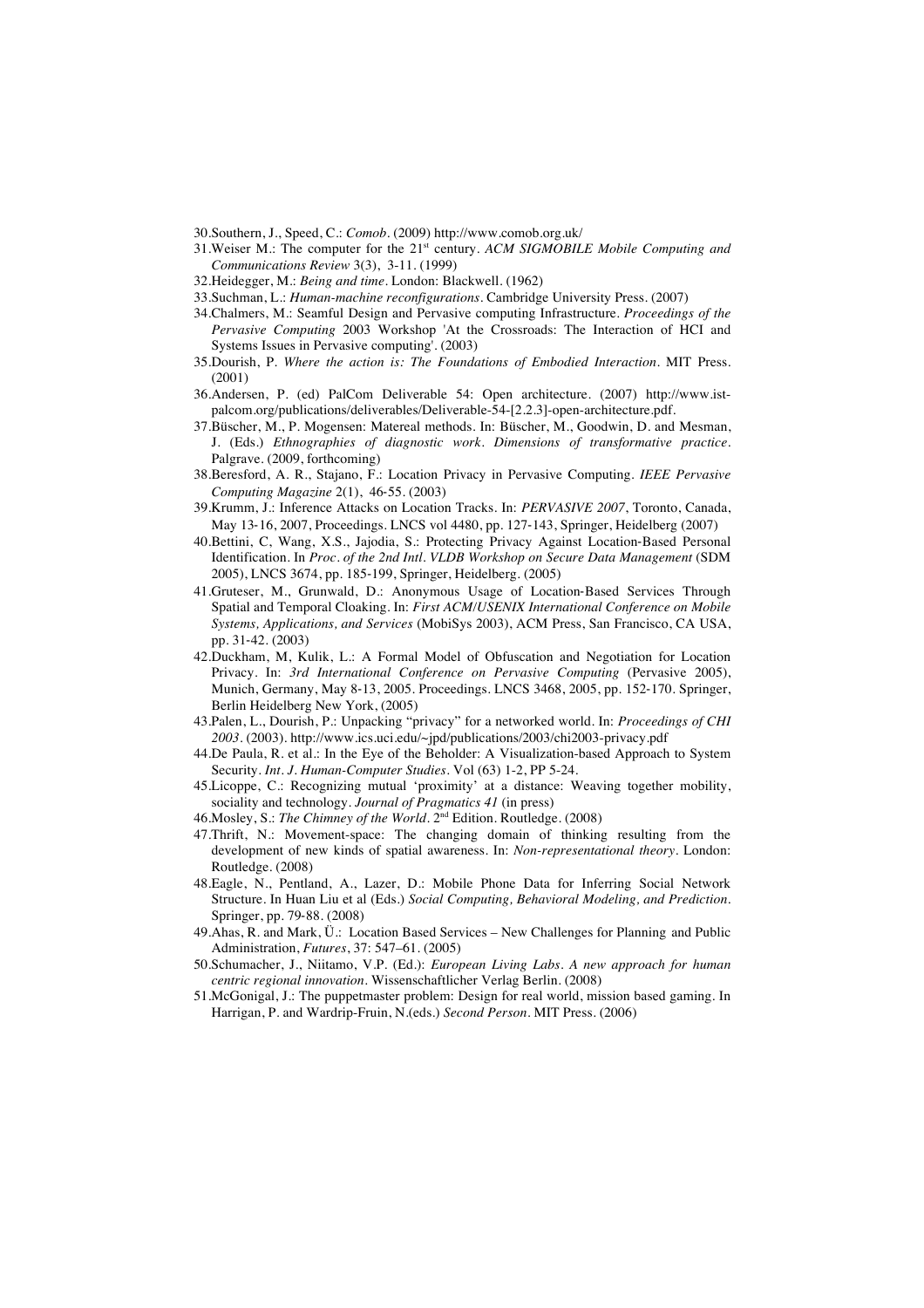30. Southern, J., Speed, C.: *Comob*. (2009) http://www.comob.org.uk/
31. Weiser M.: The computer for the 21st century. *ACM SIGMOBILE Mobile Computing and Communications Review* 3(3), 3-11. (1999)
32. Heidegger, M.: *Being and time*. London: Blackwell. (1962)
33. Suchman, L.: *Human-machine reconfigurations*. Cambridge University Press. (2007)
34. Chalmers, M.: Seamful Design and Pervasive computing Infrastructure. *Proceedings of the Pervasive Computing* 2003 Workshop 'At the Crossroads: The Interaction of HCI and Systems Issues in Pervasive computing'. (2003)
35. Dourish, P. *Where the action is: The Foundations of Embodied Interaction*. MIT Press. (2001)
36. Andersen, P. (ed) PalCom Deliverable 54: Open architecture. (2007) http://www.ist-palcom.org/publications/deliverables/Deliverable-54-[2.2.3]-open-architecture.pdf.
37. Büscher, M., P. Mogensen: Matereal methods. In: Büscher, M., Goodwin, D. and Mesman, J. (Eds.) *Ethnographies of diagnostic work. Dimensions of transformative practice*. Palgrave. (2009, forthcoming)
38. Beresford, A. R., Stajano, F.: Location Privacy in Pervasive Computing. *IEEE Pervasive Computing Magazine* 2(1), 46-55. (2003)
39. Krumm, J.: Inference Attacks on Location Tracks. In: *PERVASIVE 2007*, Toronto, Canada, May 13-16, 2007, Proceedings. LNCS vol 4480, pp. 127-143, Springer, Heidelberg (2007)
40. Bettini, C, Wang, X.S., Jajodia, S.: Protecting Privacy Against Location-Based Personal Identification. In *Proc. of the 2nd Intl. VLDB Workshop on Secure Data Management* (SDM 2005), LNCS 3674, pp. 185-199, Springer, Heidelberg. (2005)
41. Gruteser, M., Grunwald, D.: Anonymous Usage of Location-Based Services Through Spatial and Temporal Cloaking. In: *First ACM/USENIX International Conference on Mobile Systems, Applications, and Services* (MobiSys 2003), ACM Press, San Francisco, CA USA, pp. 31-42. (2003)
42. Duckham, M, Kulik, L.: A Formal Model of Obfuscation and Negotiation for Location Privacy. In: *3rd International Conference on Pervasive Computing* (Pervasive 2005), Munich, Germany, May 8-13, 2005. Proceedings. LNCS 3468, 2005, pp. 152-170. Springer, Berlin Heidelberg New York, (2005)
43. Palen, L., Dourish, P.: Unpacking "privacy" for a networked world. In: *Proceedings of CHI 2003*. (2003). http://www.ics.uci.edu/~jpd/publications/2003/chi2003-privacy.pdf
44. De Paula, R. et al.: In the Eye of the Beholder: A Visualization-based Approach to System Security. *Int. J. Human-Computer Studies*. Vol (63) 1-2, PP 5-24.
45. Licoppe, C.: Recognizing mutual 'proximity' at a distance: Weaving together mobility, sociality and technology. *Journal of Pragmatics 41* (in press)
46. Mosley, S.: *The Chimney of the World*. 2nd Edition. Routledge. (2008)
47. Thrift, N.: Movement-space: The changing domain of thinking resulting from the development of new kinds of spatial awareness. In: *Non-representational theory*. London: Routledge. (2008)
48. Eagle, N., Pentland, A., Lazer, D.: Mobile Phone Data for Inferring Social Network Structure. In Huan Liu et al (Eds.) *Social Computing, Behavioral Modeling, and Prediction*. Springer, pp. 79-88. (2008)
49. Ahas, R. and Mark, Ü.: Location Based Services – New Challenges for Planning and Public Administration, *Futures*, 37: 547–61. (2005)
50. Schumacher, J., Niitamo, V.P. (Ed.): *European Living Labs. A new approach for human centric regional innovation*. Wissenschaftlicher Verlag Berlin. (2008)
51. McGonigal, J.: The puppetmaster problem: Design for real world, mission based gaming. In Harrigan, P. and Wardrip-Fruin, N.(eds.) *Second Person*. MIT Press. (2006)